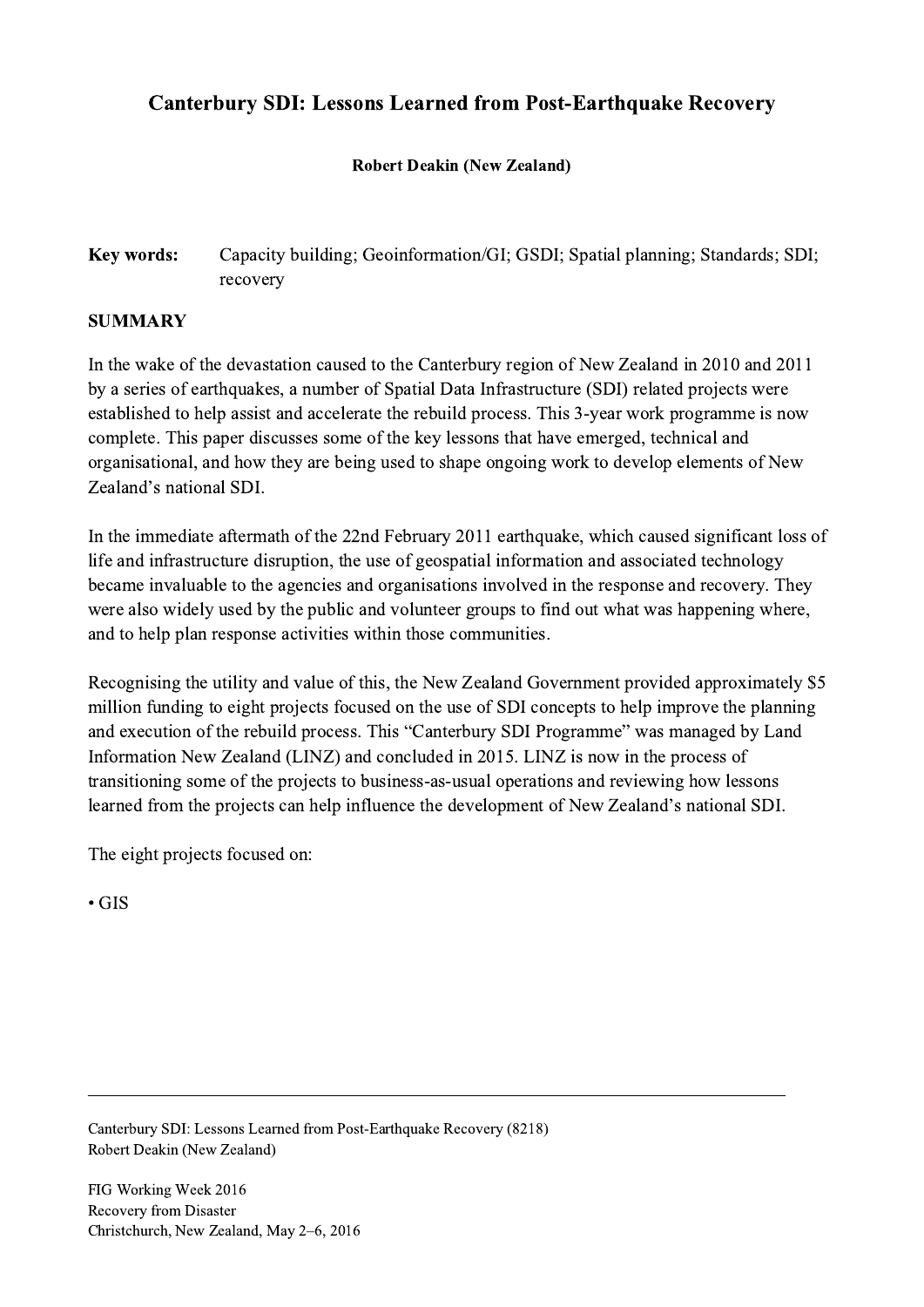# Canterbury SDI: Lessons Learned from Post-Earthquake Recovery

**Robert Deakin (New Zealand)**

**Key words:** Capacity building; Geoinformation/GI; GSDI; Spatial planning; Standards; SDI; recovery

## SUMMARY

In the wake of the devastation caused to the Canterbury region of New Zealand in 2010 and 2011 by a series of earthquakes, a number of Spatial Data Infrastructure (SDI) related projects were established to help assist and accelerate the rebuild process. This 3-year work programme is now complete. This paper discusses some of the key lessons that have emerged, technical and organisational, and how they are being used to shape ongoing work to develop elements of New Zealand's national SDI.

In the immediate aftermath of the 22nd February 2011 earthquake, which caused significant loss of life and infrastructure disruption, the use of geospatial information and associated technology became invaluable to the agencies and organisations involved in the response and recovery. They were also widely used by the public and volunteer groups to find out what was happening where, and to help plan response activities within those communities.

Recognising the utility and value of this, the New Zealand Government provided approximately $5 million funding to eight projects focused on the use of SDI concepts to help improve the planning and execution of the rebuild process. This "Canterbury SDI Programme" was managed by Land Information New Zealand (LINZ) and concluded in 2015. LINZ is now in the process of transitioning some of the projects to business-as-usual operations and reviewing how lessons learned from the projects can help influence the development of New Zealand's national SDI.

The eight projects focused on:

- GIS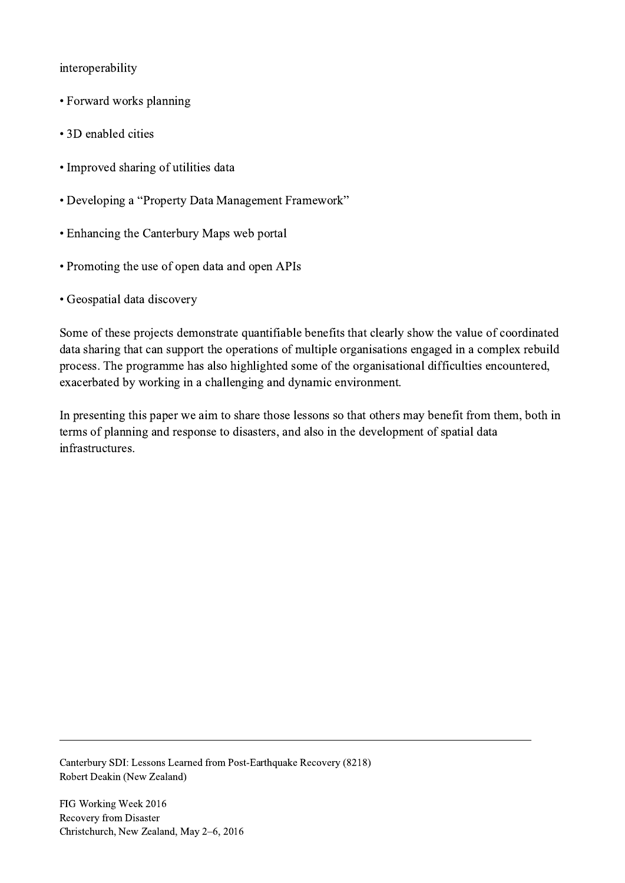interoperability

- Forward works planning
- 3D enabled cities
- Improved sharing of utilities data
- Developing a "Property Data Management Framework"
- Enhancing the Canterbury Maps web portal
- Promoting the use of open data and open APIs
- Geospatial data discovery

Some of these projects demonstrate quantifiable benefits that clearly show the value of coordinated data sharing that can support the operations of multiple organisations engaged in a complex rebuild process. The programme has also highlighted some of the organisational difficulties encountered, exacerbated by working in a challenging and dynamic environment.

In presenting this paper we aim to share those lessons so that others may benefit from them, both in terms of planning and response to disasters, and also in the development of spatial data infrastructures.